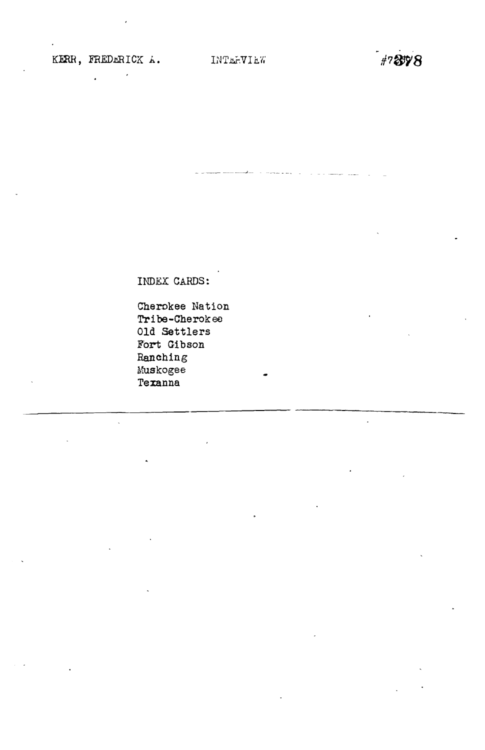KERR, FREDERICK A. INTERVIEW #7378

INDEX CARDS:

Cherokee Nation
Tribe-Cherokee
Old Settlers
Fort Gibson
Ranching
Muskogee
Texanna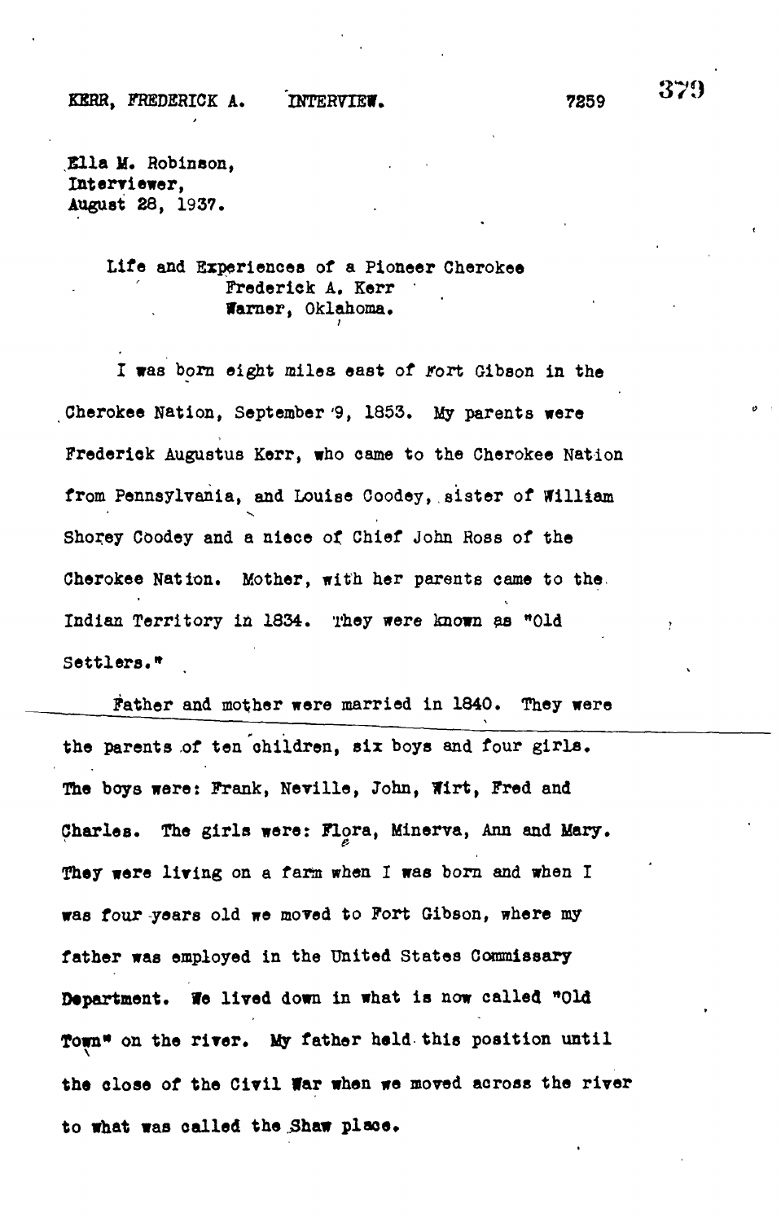Ella M. Robinson,
Interviewer,
August 28, 1937.

## Life and Experiences of a Pioneer Cherokee
### Frederick A. Kerr
### Warner, Oklahoma.

I was born eight miles east of Fort Gibson in the Cherokee Nation, September 9, 1853. My parents were Frederick Augustus Kerr, who came to the Cherokee Nation from Pennsylvania, and Louise Coodey, sister of William Shorey Coodey and a niece of Chief John Ross of the Cherokee Nation. Mother, with her parents came to the Indian Territory in 1834. They were known as "Old Settlers."

Father and mother were married in 1840. They were the parents of ten children, six boys and four girls. The boys were: Frank, Neville, John, Wirt, Fred and Charles. The girls were: Flora, Minerva, Ann and Mary. They were living on a farm when I was born and when I was four years old we moved to Fort Gibson, where my father was employed in the United States Commissary Department. We lived down in what is now called "Old Town" on the river. My father held this position until the close of the Civil War when we moved across the river to what was called the Shaw place.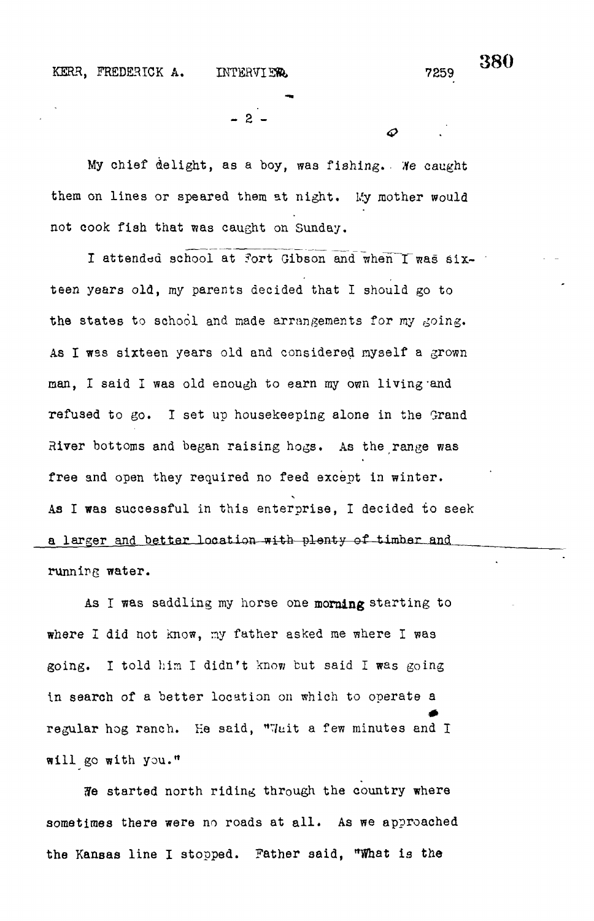My chief delight, as a boy, was fishing. We caught them on lines or speared them at night. My mother would not cook fish that was caught on Sunday.

I attended school at Fort Gibson and when I was sixteen years old, my parents decided that I should go to the states to school and made arrangements for my going. As I was sixteen years old and considered myself a grown man, I said I was old enough to earn my own living and refused to go. I set up housekeeping alone in the Grand River bottoms and began raising hogs. As the range was free and open they required no feed except in winter. As I was successful in this enterprise, I decided to seek a larger and better location with plenty of timber and running water.

As I was saddling my horse one morning starting to where I did not know, my father asked me where I was going. I told him I didn't know but said I was going in search of a better location on which to operate a regular hog ranch. He said, "Wait a few minutes and I will go with you."

We started north riding through the country where sometimes there were no roads at all. As we approached the Kansas line I stopped. Father said, "What is the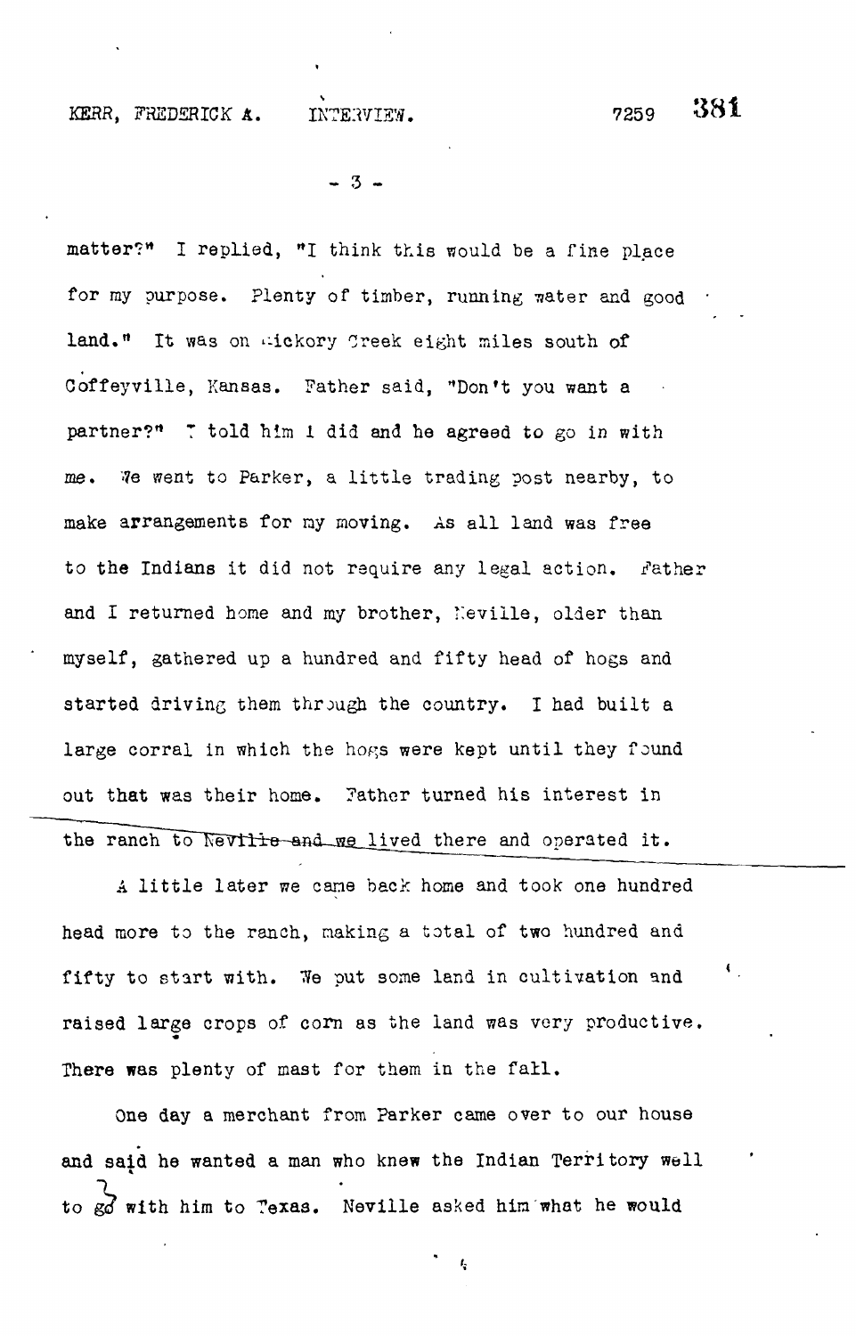matter?" I replied, "I think this would be a fine place for my purpose. Plenty of timber, running water and good land." It was on Hickory Creek eight miles south of Coffeyville, Kansas. Father said, "Don't you want a partner?" I told him I did and he agreed to go in with me. We went to Parker, a little trading post nearby, to make arrangements for my moving. As all land was free to the Indians it did not require any legal action. Father and I returned home and my brother, Neville, older than myself, gathered up a hundred and fifty head of hogs and started driving them through the country. I had built a large corral in which the hogs were kept until they found out that was their home. Father turned his interest in the ranch to Neville and we lived there and operated it.

A little later we came back home and took one hundred head more to the ranch, making a total of two hundred and fifty to start with. We put some land in cultivation and raised large crops of corn as the land was very productive. There was plenty of mast for them in the fall.

One day a merchant from Parker came over to our house and said he wanted a man who knew the Indian Territory well to go with him to Texas. Neville asked him what he would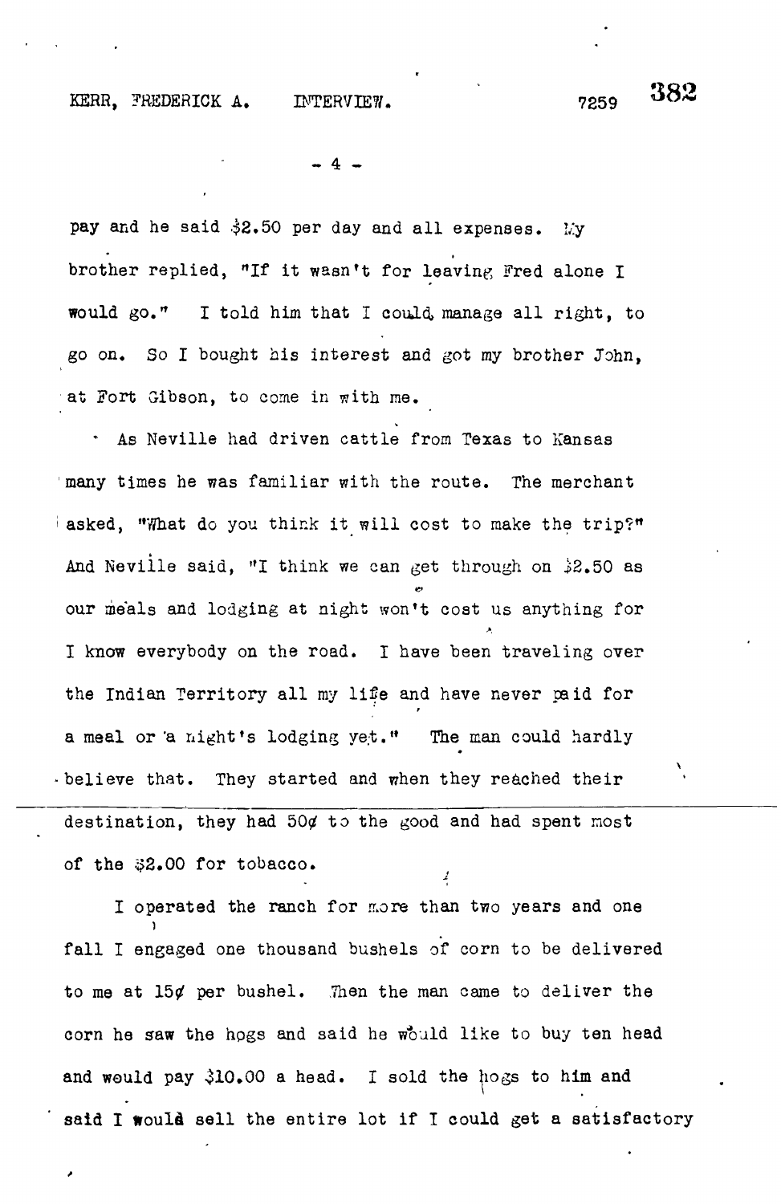pay and he said $2.50 per day and all expenses. My brother replied, "If it wasn't for leaving Fred alone I would go." I told him that I could manage all right, to go on. So I bought his interest and got my brother John, at Fort Gibson, to come in with me.

As Neville had driven cattle from Texas to Kansas many times he was familiar with the route. The merchant asked, "What do you think it will cost to make the trip?" And Neville said, "I think we can get through on $2.50 as our meals and lodging at night won't cost us anything for I know everybody on the road. I have been traveling over the Indian Territory all my life and have never paid for a meal or a night's lodging yet." The man could hardly believe that. They started and when they reached their destination, they had 50¢ to the good and had spent most of the $2.00 for tobacco.

I operated the ranch for more than two years and one fall I engaged one thousand bushels of corn to be delivered to me at 15¢ per bushel. When the man came to deliver the corn he saw the hogs and said he would like to buy ten head and would pay $10.00 a head. I sold the hogs to him and said I would sell the entire lot if I could get a satisfactory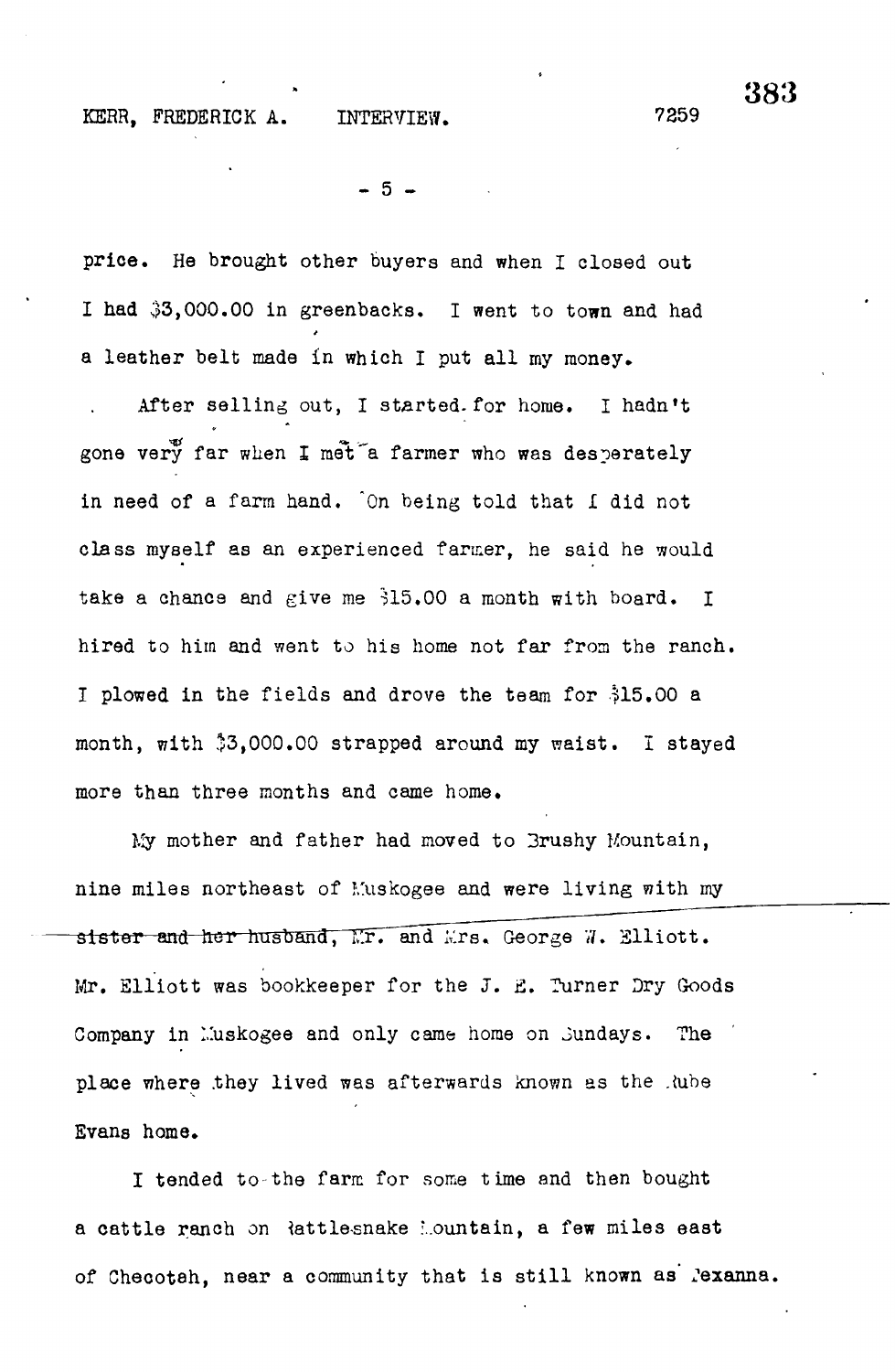price. He brought other buyers and when I closed out I had $3,000.00 in greenbacks. I went to town and had a leather belt made in which I put all my money.

After selling out, I started for home. I hadn't gone very far when I met a farmer who was desperately in need of a farm hand. On being told that I did not class myself as an experienced farmer, he said he would take a chance and give me $15.00 a month with board. I hired to him and went to his home not far from the ranch. I plowed in the fields and drove the team for $15.00 a month, with $3,000.00 strapped around my waist. I stayed more than three months and came home.

My mother and father had moved to Brushy Mountain, nine miles northeast of Muskogee and were living with my sister and her husband, Mr. and Mrs. George W. Elliott. Mr. Elliott was bookkeeper for the J. E. Turner Dry Goods Company in Muskogee and only came home on Sundays. The place where they lived was afterwards known as the Rube Evans home.

I tended to the farm for some time and then bought a cattle ranch on Rattlesnake Mountain, a few miles east of Checotah, near a community that is still known as Texanna.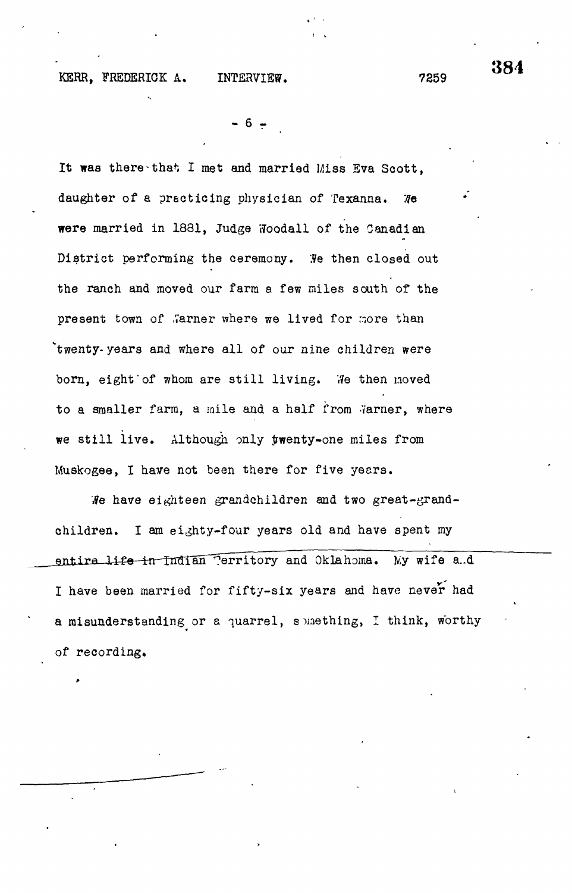It was there that I met and married Miss Eva Scott, daughter of a practicing physician of Texanna. We were married in 1881, Judge Woodall of the Canadian District performing the ceremony. We then closed out the ranch and moved our farm a few miles south of the present town of Warner where we lived for more than twenty-years and where all of our nine children were born, eight of whom are still living. We then moved to a smaller farm, a mile and a half from Warner, where we still live. Although only twenty-one miles from Muskogee, I have not been there for five years.

We have eighteen grandchildren and two great-grandchildren. I am eighty-four years old and have spent my entire life in Indian Territory and Oklahoma. My wife and I have been married for fifty-six years and have never had a misunderstanding or a quarrel, something, I think, worthy of recording.